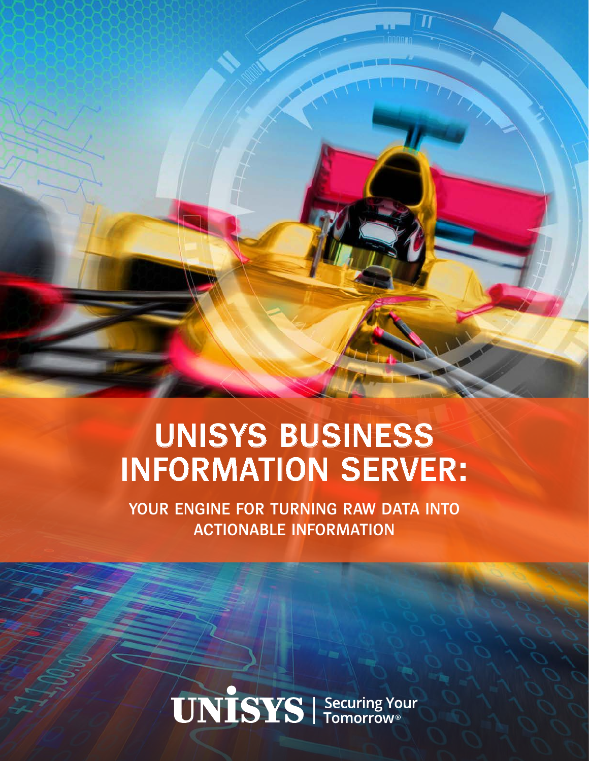# UNISYS BUSINESS INFORMATION SERVER:

## YOUR ENGINE FOR TURNING RAW DATA INTO ACTIONABLE INFORMATION

UNISYS | Securing Your Tomorrow®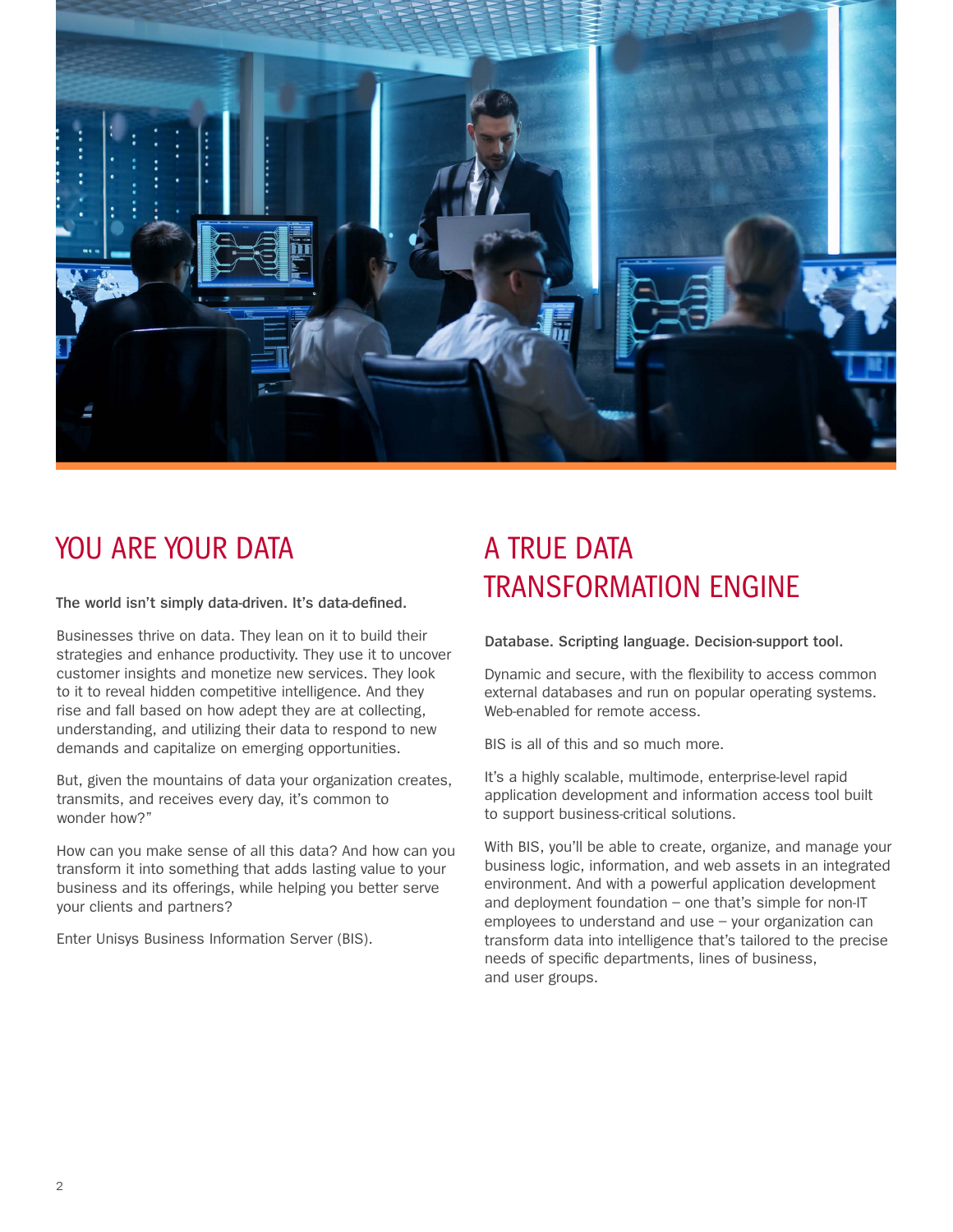# YOU ARE YOUR DATA

**The world isn't simply data-driven. It's data-defined.**

Businesses thrive on data. They lean on it to build their strategies and enhance productivity. They use it to uncover customer insights and monetize new services. They look to it to reveal hidden competitive intelligence. And they rise and fall based on how adept they are at collecting, understanding, and utilizing their data to respond to new demands and capitalize on emerging opportunities.

But, given the mountains of data your organization creates, transmits, and receives every day, it's common to wonder how?"

How can you make sense of all this data? And how can you transform it into something that adds lasting value to your business and its offerings, while helping you better serve your clients and partners?

Enter Unisys Business Information Server (BIS).

# A TRUE DATA TRANSFORMATION ENGINE

**Database. Scripting language. Decision-support tool.**

Dynamic and secure, with the flexibility to access common external databases and run on popular operating systems. Web-enabled for remote access.

BIS is all of this and so much more.

It's a highly scalable, multimode, enterprise-level rapid application development and information access tool built to support business-critical solutions.

With BIS, you'll be able to create, organize, and manage your business logic, information, and web assets in an integrated environment. And with a powerful application development and deployment foundation – one that's simple for non-IT employees to understand and use – your organization can transform data into intelligence that's tailored to the precise needs of specific departments, lines of business, and user groups.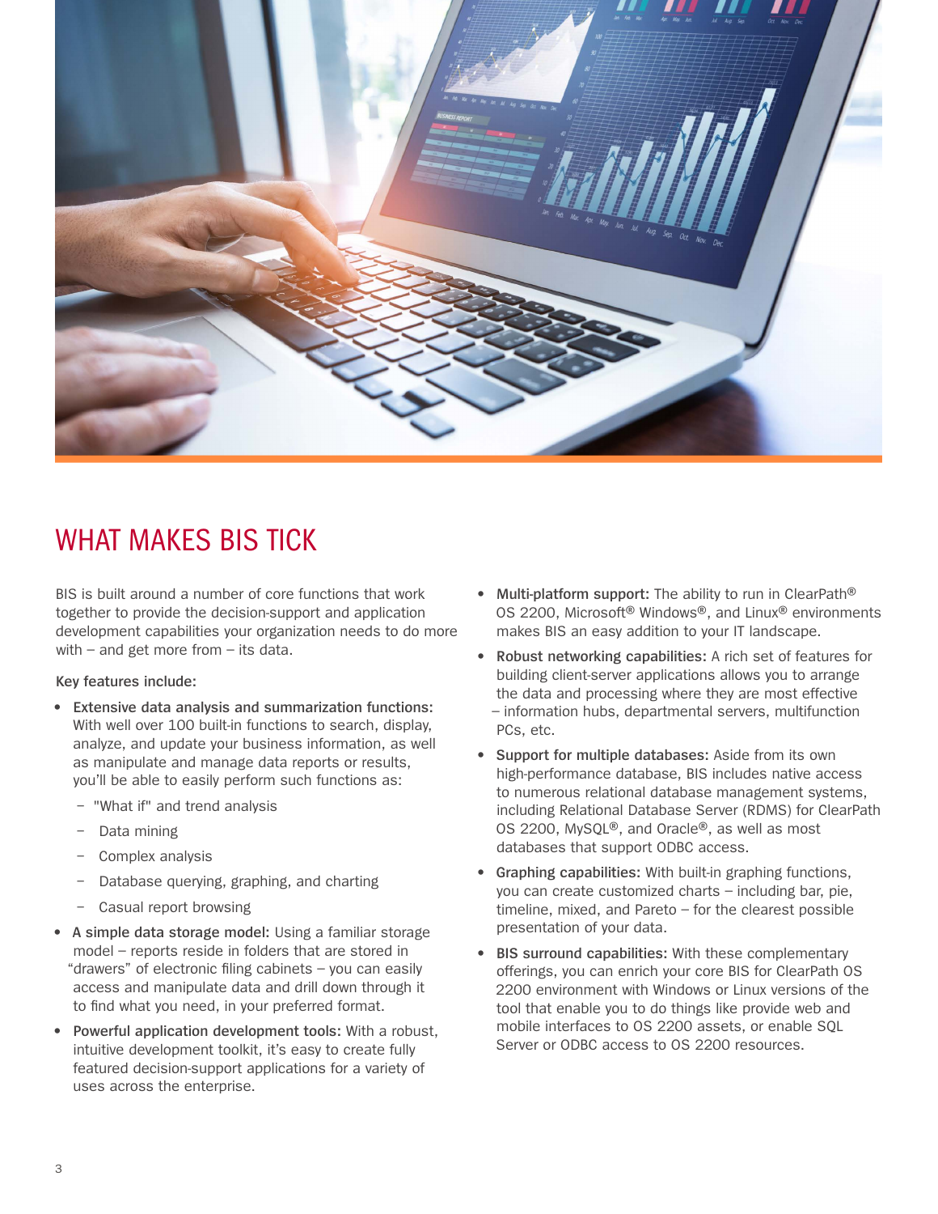# WHAT MAKES BIS TICK

BIS is built around a number of core functions that work together to provide the decision-support and application development capabilities your organization needs to do more with – and get more from – its data.

**Key features include:**

- **Extensive data analysis and summarization functions:** With well over 100 built-in functions to search, display, analyze, and update your business information, as well as manipulate and manage data reports or results, you'll be able to easily perform such functions as:
  - "What if" and trend analysis
  - Data mining
  - Complex analysis
  - Database querying, graphing, and charting
  - Casual report browsing
- **A simple data storage model:** Using a familiar storage model – reports reside in folders that are stored in "drawers" of electronic filing cabinets – you can easily access and manipulate data and drill down through it to find what you need, in your preferred format.
- **Powerful application development tools:** With a robust, intuitive development toolkit, it's easy to create fully featured decision-support applications for a variety of uses across the enterprise.
- **Multi-platform support:** The ability to run in ClearPath® OS 2200, Microsoft® Windows®, and Linux® environments makes BIS an easy addition to your IT landscape.
- **Robust networking capabilities:** A rich set of features for building client-server applications allows you to arrange the data and processing where they are most effective – information hubs, departmental servers, multifunction PCs, etc.
- **Support for multiple databases:** Aside from its own high-performance database, BIS includes native access to numerous relational database management systems, including Relational Database Server (RDMS) for ClearPath OS 2200, MySQL®, and Oracle®, as well as most databases that support ODBC access.
- **Graphing capabilities:** With built-in graphing functions, you can create customized charts – including bar, pie, timeline, mixed, and Pareto – for the clearest possible presentation of your data.
- **BIS surround capabilities:** With these complementary offerings, you can enrich your core BIS for ClearPath OS 2200 environment with Windows or Linux versions of the tool that enable you to do things like provide web and mobile interfaces to OS 2200 assets, or enable SQL Server or ODBC access to OS 2200 resources.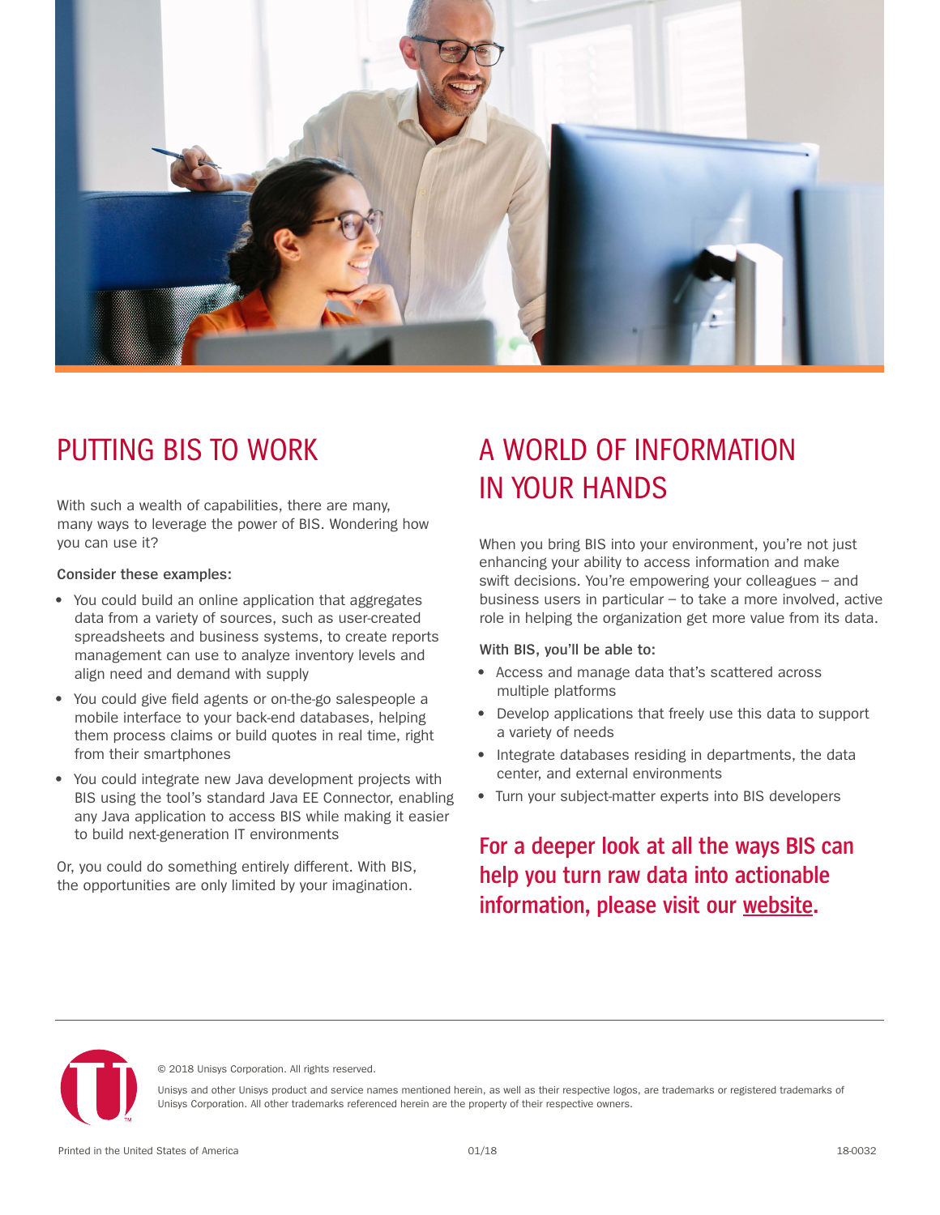## PUTTING BIS TO WORK

With such a wealth of capabilities, there are many, many ways to leverage the power of BIS. Wondering how you can use it?

**Consider these examples:**

- You could build an online application that aggregates data from a variety of sources, such as user-created spreadsheets and business systems, to create reports management can use to analyze inventory levels and align need and demand with supply
- You could give field agents or on-the-go salespeople a mobile interface to your back-end databases, helping them process claims or build quotes in real time, right from their smartphones
- You could integrate new Java development projects with BIS using the tool's standard Java EE Connector, enabling any Java application to access BIS while making it easier to build next-generation IT environments

Or, you could do something entirely different. With BIS, the opportunities are only limited by your imagination.

## A WORLD OF INFORMATION IN YOUR HANDS

When you bring BIS into your environment, you're not just enhancing your ability to access information and make swift decisions. You're empowering your colleagues – and business users in particular – to take a more involved, active role in helping the organization get more value from its data.

**With BIS, you'll be able to:**

- Access and manage data that's scattered across multiple platforms
- Develop applications that freely use this data to support a variety of needs
- Integrate databases residing in departments, the data center, and external environments
- Turn your subject-matter experts into BIS developers

**For a deeper look at all the ways BIS can help you turn raw data into actionable information, please visit our website.**

© 2018 Unisys Corporation. All rights reserved.

Unisys and other Unisys product and service names mentioned herein, as well as their respective logos, are trademarks or registered trademarks of Unisys Corporation. All other trademarks referenced herein are the property of their respective owners.

Printed in the United States of America 01/18 18-0032